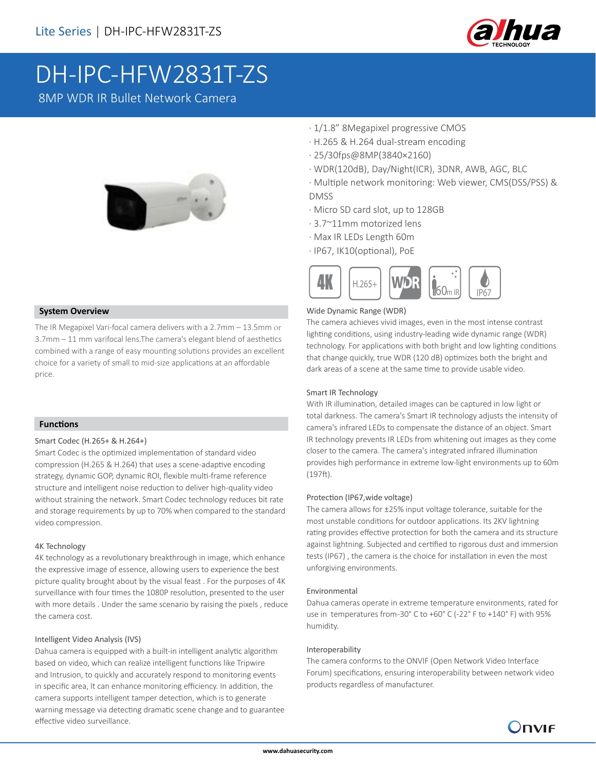# DH-IPC-HFW2831T-ZS

8MP WDR IR Bullet Network Camera

- 1/1.8" 8Megapixel progressive CMOS
- H.265 & H.264 dual-stream encoding
- 25/30fps@8MP(3840×2160)
- WDR(120dB), Day/Night(ICR), 3DNR, AWB, AGC, BLC
- Multiple network monitoring: Web viewer, CMS(DSS/PSS) & DMSS
- Micro SD card slot, up to 128GB
- 3.7~11mm motorized lens
- Max IR LEDs Length 60m
- IP67, IK10(optional), PoE

## System Overview

The IR Megapixel Vari-focal camera delivers with a 2.7mm – 13.5mm or 3.7mm – 11 mm varifocal lens.The camera's elegant blend of aesthetics combined with a range of easy mounting solutions provides an excellent choice for a variety of small to mid-size applications at an affordable price.

## Functions

### Smart Codec (H.265+ & H.264+)

Smart Codec is the optimized implementation of standard video compression (H.265 & H.264) that uses a scene-adaptive encoding strategy, dynamic GOP, dynamic ROI, flexible multi-frame reference structure and intelligent noise reduction to deliver high-quality video without straining the network. Smart Codec technology reduces bit rate and storage requirements by up to 70% when compared to the standard video compression.

### 4K Technology

4K technology as a revolutionary breakthrough in image, which enhance the expressive image of essence, allowing users to experience the best picture quality brought about by the visual feast . For the purposes of 4K surveillance with four times the 1080P resolution, presented to the user with more details . Under the same scenario by raising the pixels , reduce the camera cost.

### Intelligent Video Analysis (IVS)

Dahua camera is equipped with a built-in intelligent analytic algorithm based on video, which can realize intelligent functions like Tripwire and Intrusion, to quickly and accurately respond to monitoring events in specific area, It can enhance monitoring efficiency. In addition, the camera supports intelligent tamper detection, which is to generate warning message via detecting dramatic scene change and to guarantee effective video surveillance.

### Wide Dynamic Range (WDR)

The camera achieves vivid images, even in the most intense contrast lighting conditions, using industry-leading wide dynamic range (WDR) technology. For applications with both bright and low lighting conditions that change quickly, true WDR (120 dB) optimizes both the bright and dark areas of a scene at the same time to provide usable video.

### Smart IR Technology

With IR illumination, detailed images can be captured in low light or total darkness. The camera's Smart IR technology adjusts the intensity of camera's infrared LEDs to compensate the distance of an object. Smart IR technology prevents IR LEDs from whitening out images as they come closer to the camera. The camera's integrated infrared illumination provides high performance in extreme low-light environments up to 60m (197ft).

### Protection (IP67,wide voltage)

The camera allows for ±25% input voltage tolerance, suitable for the most unstable conditions for outdoor applications. Its 2KV lightning rating provides effective protection for both the camera and its structure against lightning. Subjected and certified to rigorous dust and immersion tests (IP67) , the camera is the choice for installation in even the most unforgiving environments.

### Environmental

Dahua cameras operate in extreme temperature environments, rated for use in temperatures from-30° C to +60° C (-22° F to +140° F) with 95% humidity.

### Interoperability

The camera conforms to the ONVIF (Open Network Video Interface Forum) specifications, ensuring interoperability between network video products regardless of manufacturer.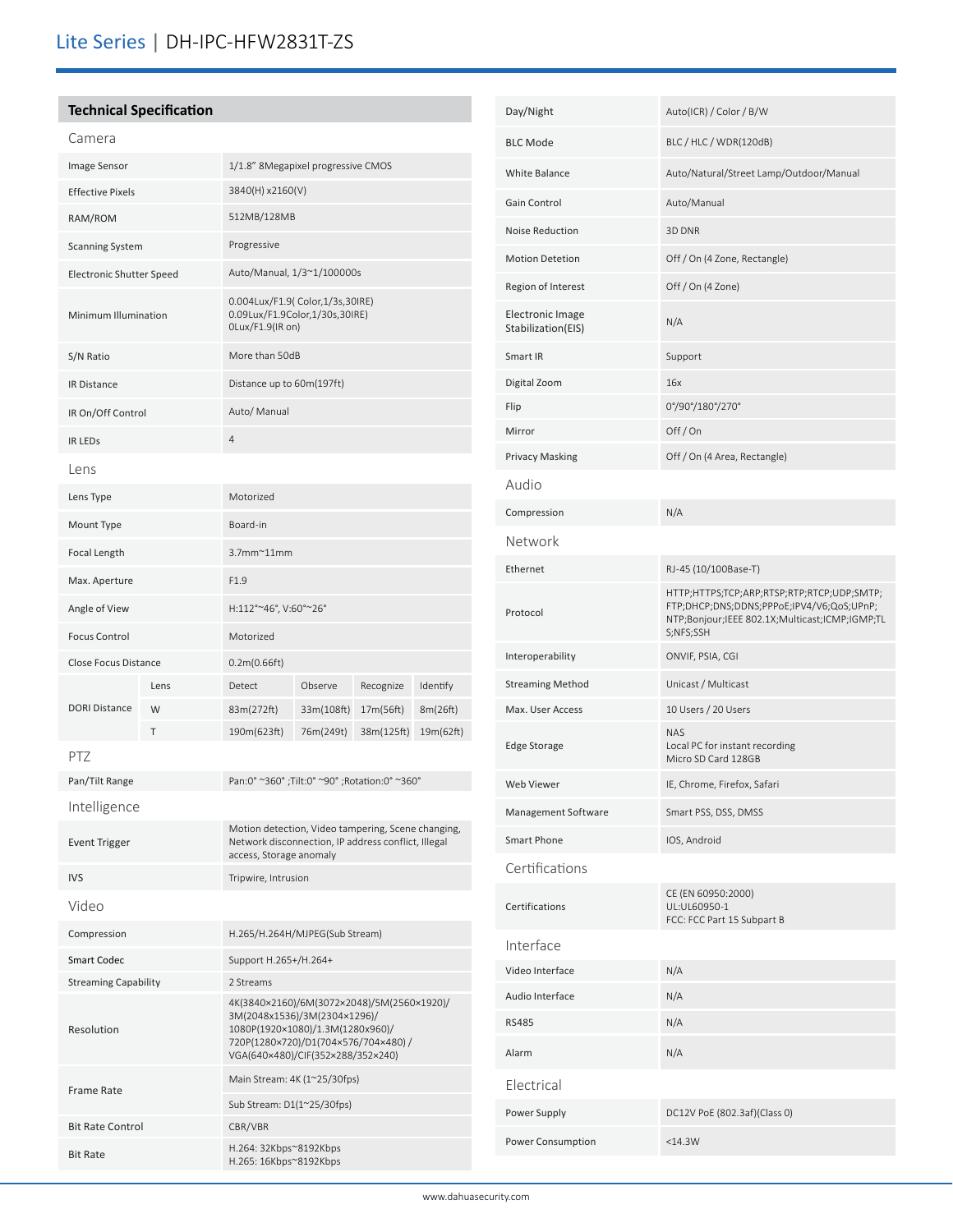# Lite Series | DH-IPC-HFW2831T-ZS

## Technical Specification

### Camera

| | |
|---|---|
| Image Sensor | 1/1.8" 8Megapixel progressive CMOS |
| Effective Pixels | 3840(H) x2160(V) |
| RAM/ROM | 512MB/128MB |
| Scanning System | Progressive |
| Electronic Shutter Speed | Auto/Manual, 1/3~1/100000s |
| Minimum Illumination | 0.004Lux/F1.9( Color,1/3s,30IRE)<br>0.09Lux/F1.9Color,1/30s,30IRE)<br>0Lux/F1.9(IR on) |
| S/N Ratio | More than 50dB |
| IR Distance | Distance up to 60m(197ft) |
| IR On/Off Control | Auto/ Manual |
| IR LEDs | 4 |

### Lens

| | | | | | |
|---|---|---|---|---|---|
| Lens Type | | Motorized | | | |
| Mount Type | | Board-in | | | |
| Focal Length | | 3.7mm~11mm | | | |
| Max. Aperture | | F1.9 | | | |
| Angle of View | | H:112°~46°, V:60°~26° | | | |
| Focus Control | | Motorized | | | |
| Close Focus Distance | | 0.2m(0.66ft) | | | |
| DORI Distance | Lens | Detect | Observe | Recognize | Identify |
| | W | 83m(272ft) | 33m(108ft) | 17m(56ft) | 8m(26ft) |
| | T | 190m(623ft) | 76m(249t) | 38m(125ft) | 19m(62ft) |

### PTZ

| | |
|---|---|
| Pan/Tilt Range | Pan:0° ~360° ;Tilt:0° ~90° ;Rotation:0° ~360° |

### Intelligence

| | |
|---|---|
| Event Trigger | Motion detection, Video tampering, Scene changing, Network disconnection, IP address conflict, Illegal access, Storage anomaly |
| IVS | Tripwire, Intrusion |

### Video

| | |
|---|---|
| Compression | H.265/H.264H/MJPEG(Sub Stream) |
| Smart Codec | Support H.265+/H.264+ |
| Streaming Capability | 2 Streams |
| Resolution | 4K(3840×2160)/6M(3072×2048)/5M(2560×1920)/<br>3M(2048x1536)/3M(2304×1296)/<br>1080P(1920×1080)/1.3M(1280x960)/<br>720P(1280×720)/D1(704×576/704×480) /<br>VGA(640×480)/CIF(352×288/352×240) |
| Frame Rate | Main Stream: 4K (1~25/30fps)<br>Sub Stream: D1(1~25/30fps) |
| Bit Rate Control | CBR/VBR |
| Bit Rate | H.264: 32Kbps~8192Kbps<br>H.265: 16Kbps~8192Kbps |
| Day/Night | Auto(ICR) / Color / B/W |
| BLC Mode | BLC / HLC / WDR(120dB) |
| White Balance | Auto/Natural/Street Lamp/Outdoor/Manual |
| Gain Control | Auto/Manual |
| Noise Reduction | 3D DNR |
| Motion Detetion | Off / On (4 Zone, Rectangle) |
| Region of Interest | Off / On (4 Zone) |
| Electronic Image Stabilization(EIS) | N/A |
| Smart IR | Support |
| Digital Zoom | 16x |
| Flip | 0°/90°/180°/270° |
| Mirror | Off / On |
| Privacy Masking | Off / On (4 Area, Rectangle) |

### Audio

| | |
|---|---|
| Compression | N/A |

### Network

| | |
|---|---|
| Ethernet | RJ-45 (10/100Base-T) |
| Protocol | HTTP;HTTPS;TCP;ARP;RTSP;RTP;RTCP;UDP;SMTP;FTP;DHCP;DNS;DDNS;PPPoE;IPV4/V6;QoS;UPnP;NTP;Bonjour;IEEE 802.1X;Multicast;ICMP;IGMP;TLS;NFS;SSH |
| Interoperability | ONVIF, PSIA, CGI |
| Streaming Method | Unicast / Multicast |
| Max. User Access | 10 Users / 20 Users |
| Edge Storage | NAS<br>Local PC for instant recording<br>Micro SD Card 128GB |
| Web Viewer | IE, Chrome, Firefox, Safari |
| Management Software | Smart PSS, DSS, DMSS |
| Smart Phone | IOS, Android |

### Certifications

| | |
|---|---|
| Certifications | CE (EN 60950:2000)<br>UL:UL60950-1<br>FCC: FCC Part 15 Subpart B |

### Interface

| | |
|---|---|
| Video Interface | N/A |
| Audio Interface | N/A |
| RS485 | N/A |
| Alarm | N/A |

### Electrical

| | |
|---|---|
| Power Supply | DC12V PoE (802.3af)(Class 0) |
| Power Consumption | <14.3W |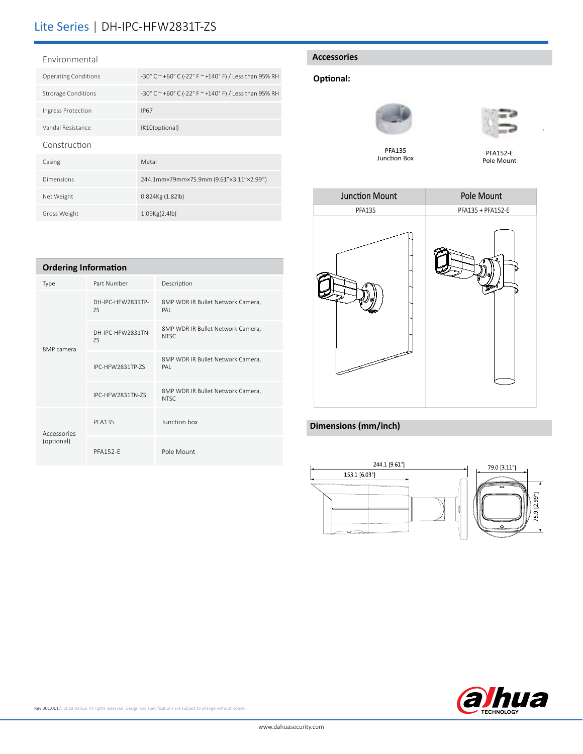## Environmental

| | |
|---|---|
| Operating Conditions | -30° C ~ +60° C (-22° F ~ +140° F) / Less than 95% RH |
| Strorage Conditions | -30° C ~ +60° C (-22° F ~ +140° F) / Less than 95% RH |
| Ingress Protection | IP67 |
| Vandal Resistance | IK10(optional) |

## Construction

| | |
|---|---|
| Casing | Metal |
| Dimensions | 244.1mm×79mm×75.9mm (9.61"×3.11"×2.99") |
| Net Weight | 0.824Kg (1.82lb) |
| Gross Weight | 1.09Kg(2.4lb) |

## Ordering Information

| Type | Part Number | Description |
|---|---|---|
| 8MP camera | DH-IPC-HFW2831TP-ZS | 8MP WDR IR Bullet Network Camera, PAL |
| | DH-IPC-HFW2831TN-ZS | 8MP WDR IR Bullet Network Camera, NTSC |
| | IPC-HFW2831TP-ZS | 8MP WDR IR Bullet Network Camera, PAL |
| | IPC-HFW2831TN-ZS | 8MP WDR IR Bullet Network Camera, NTSC |
| Accessories (optional) | PFA135 | Junction box |
| | PFA152-E | Pole Mount |

## Accessories

**Optional:**

PFA135
Junction Box

PFA152-E
Pole Mount

| Junction Mount | Pole Mount |
|---|---|
| PFA135 | PFA135 + PFA152-E |

## Dimensions (mm/inch)

244.1 [9.61"]
153.1 [6.03"]
79.0 [3.11"]
75.9 [2.99"]

Rev 001.001© 2018 Dahua. All rights reserved. Design and specifications are subject to change without notice.

www.dahuasecurity.com